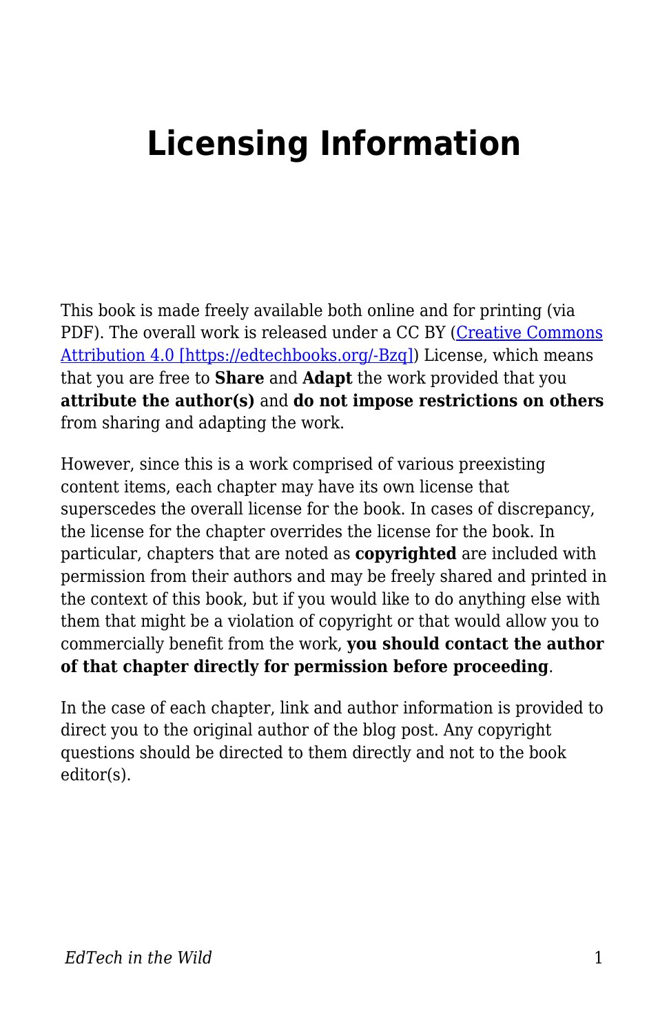# Licensing Information

This book is made freely available both online and for printing (via PDF). The overall work is released under a CC BY (Creative Commons Attribution 4.0 [https://edtechbooks.org/-Bzq]) License, which means that you are free to **Share** and **Adapt** the work provided that you **attribute the author(s)** and **do not impose restrictions on others** from sharing and adapting the work.

However, since this is a work comprised of various preexisting content items, each chapter may have its own license that superscedes the overall license for the book. In cases of discrepancy, the license for the chapter overrides the license for the book. In particular, chapters that are noted as **copyrighted** are included with permission from their authors and may be freely shared and printed in the context of this book, but if you would like to do anything else with them that might be a violation of copyright or that would allow you to commercially benefit from the work, **you should contact the author of that chapter directly for permission before proceeding**.

In the case of each chapter, link and author information is provided to direct you to the original author of the blog post. Any copyright questions should be directed to them directly and not to the book editor(s).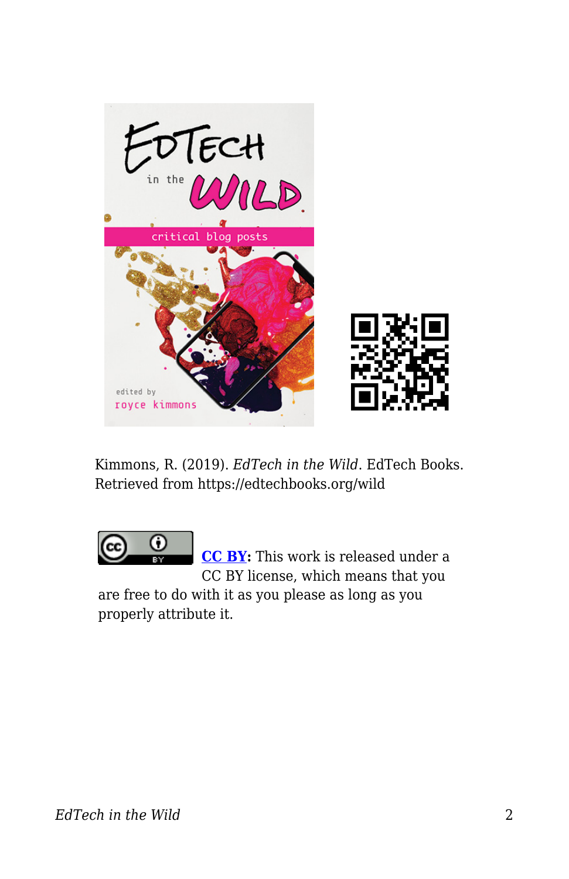Kimmons, R. (2019). *EdTech in the Wild*. EdTech Books. Retrieved from https://edtechbooks.org/wild

**CC BY:** This work is released under a CC BY license, which means that you are free to do with it as you please as long as you properly attribute it.